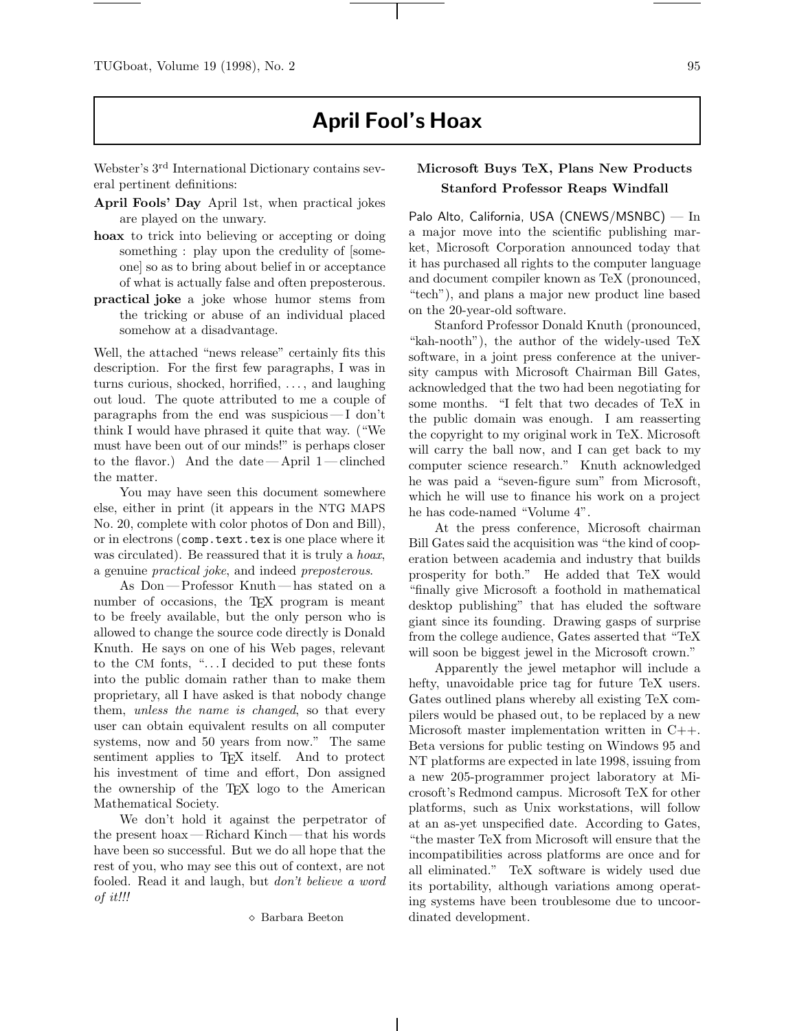# April Fool's Hoax

Webster's 3rd International Dictionary contains several pertinent definitions:

**April Fools' Day** April 1st, when practical jokes are played on the unwary.

**hoax** to trick into believing or accepting or doing something : play upon the credulity of [someone] so as to bring about belief in or acceptance of what is actually false and often preposterous.

**practical joke** a joke whose humor stems from the tricking or abuse of an individual placed somehow at a disadvantage.

Well, the attached "news release" certainly fits this description. For the first few paragraphs, I was in turns curious, shocked, horrified, ..., and laughing out loud. The quote attributed to me a couple of paragraphs from the end was suspicious — I don't think I would have phrased it quite that way. ("We must have been out of our minds!" is perhaps closer to the flavor.) And the date — April 1 — clinched the matter.

You may have seen this document somewhere else, either in print (it appears in the NTG MAPS No. 20, complete with color photos of Don and Bill), or in electrons (`comp.text.tex` is one place where it was circulated). Be reassured that it is truly a *hoax*, a genuine *practical joke*, and indeed *preposterous*.

As Don — Professor Knuth — has stated on a number of occasions, the TeX program is meant to be freely available, but the only person who is allowed to change the source code directly is Donald Knuth. He says on one of his Web pages, relevant to the CM fonts, "...I decided to put these fonts into the public domain rather than to make them proprietary, all I have asked is that nobody change them, *unless the name is changed*, so that every user can obtain equivalent results on all computer systems, now and 50 years from now." The same sentiment applies to TeX itself. And to protect his investment of time and effort, Don assigned the ownership of the TeX logo to the American Mathematical Society.

We don't hold it against the perpetrator of the present hoax — Richard Kinch — that his words have been so successful. But we do all hope that the rest of you, who may see this out of context, are not fooled. Read it and laugh, but *don't believe a word of it!!!*

◇ Barbara Beeton

### Microsoft Buys TeX, Plans New Products
### Stanford Professor Reaps Windfall

Palo Alto, California, USA (CNEWS/MSNBC) — In a major move into the scientific publishing market, Microsoft Corporation announced today that it has purchased all rights to the computer language and document compiler known as TeX (pronounced, "tech"), and plans a major new product line based on the 20-year-old software.

Stanford Professor Donald Knuth (pronounced, "kah-nooth"), the author of the widely-used TeX software, in a joint press conference at the university campus with Microsoft Chairman Bill Gates, acknowledged that the two had been negotiating for some months. "I felt that two decades of TeX in the public domain was enough. I am reasserting the copyright to my original work in TeX. Microsoft will carry the ball now, and I can get back to my computer science research." Knuth acknowledged he was paid a "seven-figure sum" from Microsoft, which he will use to finance his work on a project he has code-named "Volume 4".

At the press conference, Microsoft chairman Bill Gates said the acquisition was "the kind of cooperation between academia and industry that builds prosperity for both." He added that TeX would "finally give Microsoft a foothold in mathematical desktop publishing" that has eluded the software giant since its founding. Drawing gasps of surprise from the college audience, Gates asserted that "TeX will soon be biggest jewel in the Microsoft crown."

Apparently the jewel metaphor will include a hefty, unavoidable price tag for future TeX users. Gates outlined plans whereby all existing TeX compilers would be phased out, to be replaced by a new Microsoft master implementation written in C++. Beta versions for public testing on Windows 95 and NT platforms are expected in late 1998, issuing from a new 205-programmer project laboratory at Microsoft's Redmond campus. Microsoft TeX for other platforms, such as Unix workstations, will follow at an as-yet unspecified date. According to Gates, "the master TeX from Microsoft will ensure that the incompatibilities across platforms are once and for all eliminated." TeX software is widely used due its portability, although variations among operating systems have been troublesome due to uncoordinated development.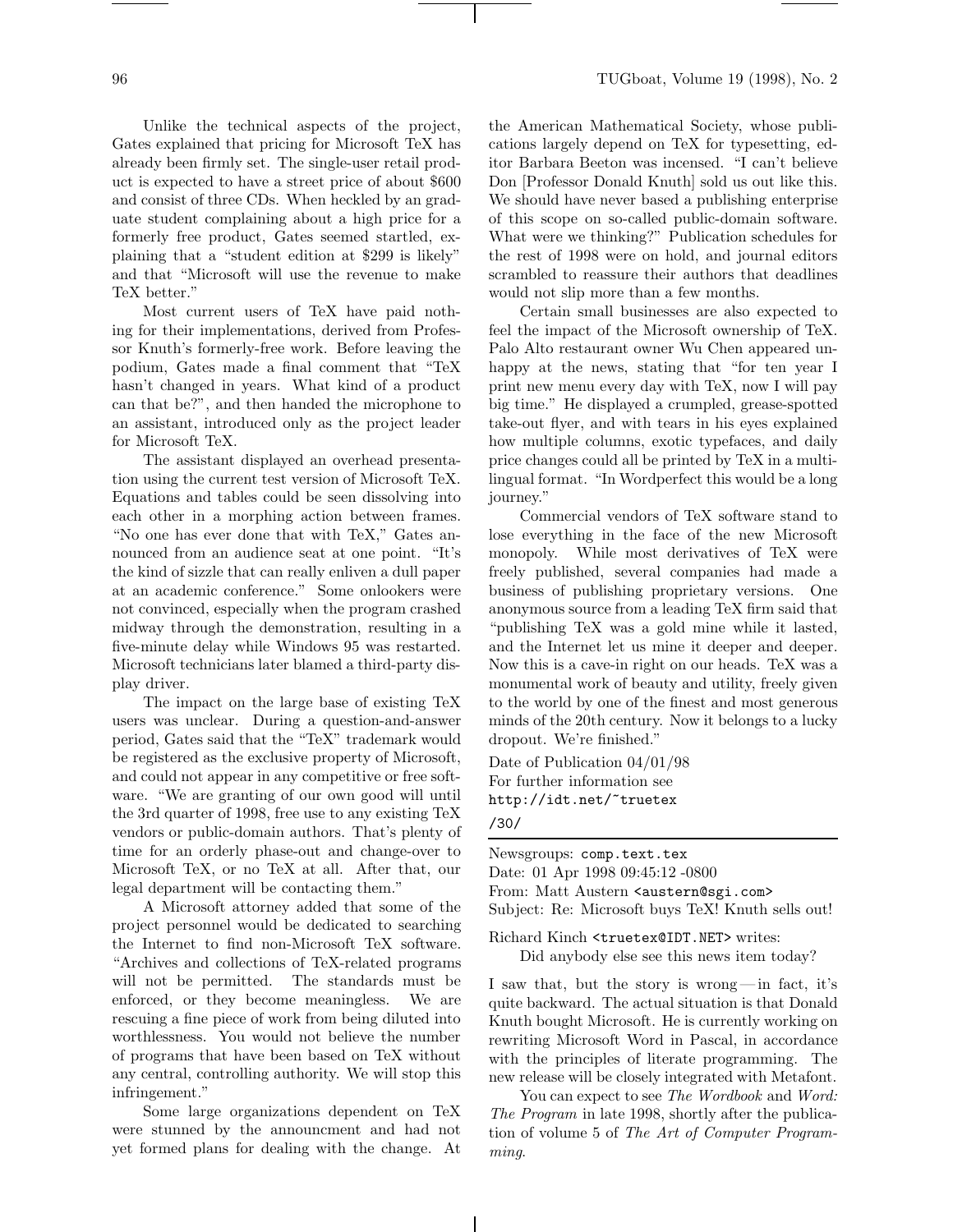Unlike the technical aspects of the project, Gates explained that pricing for Microsoft TeX has already been firmly set. The single-user retail product is expected to have a street price of about $600 and consist of three CDs. When heckled by an graduate student complaining about a high price for a formerly free product, Gates seemed startled, explaining that a "student edition at $299 is likely" and that "Microsoft will use the revenue to make TeX better."

Most current users of TeX have paid nothing for their implementations, derived from Professor Knuth's formerly-free work. Before leaving the podium, Gates made a final comment that "TeX hasn't changed in years. What kind of a product can that be?", and then handed the microphone to an assistant, introduced only as the project leader for Microsoft TeX.

The assistant displayed an overhead presentation using the current test version of Microsoft TeX. Equations and tables could be seen dissolving into each other in a morphing action between frames. "No one has ever done that with TeX," Gates announced from an audience seat at one point. "It's the kind of sizzle that can really enliven a dull paper at an academic conference." Some onlookers were not convinced, especially when the program crashed midway through the demonstration, resulting in a five-minute delay while Windows 95 was restarted. Microsoft technicians later blamed a third-party display driver.

The impact on the large base of existing TeX users was unclear. During a question-and-answer period, Gates said that the "TeX" trademark would be registered as the exclusive property of Microsoft, and could not appear in any competitive or free software. "We are granting of our own good will until the 3rd quarter of 1998, free use to any existing TeX vendors or public-domain authors. That's plenty of time for an orderly phase-out and change-over to Microsoft TeX, or no TeX at all. After that, our legal department will be contacting them."

A Microsoft attorney added that some of the project personnel would be dedicated to searching the Internet to find non-Microsoft TeX software. "Archives and collections of TeX-related programs will not be permitted. The standards must be enforced, or they become meaningless. We are rescuing a fine piece of work from being diluted into worthlessness. You would not believe the number of programs that have been based on TeX without any central, controlling authority. We will stop this infringement."

Some large organizations dependent on TeX were stunned by the announcment and had not yet formed plans for dealing with the change. At the American Mathematical Society, whose publications largely depend on TeX for typesetting, editor Barbara Beeton was incensed. "I can't believe Don [Professor Donald Knuth] sold us out like this. We should have never based a publishing enterprise of this scope on so-called public-domain software. What were we thinking?" Publication schedules for the rest of 1998 were on hold, and journal editors scrambled to reassure their authors that deadlines would not slip more than a few months.

Certain small businesses are also expected to feel the impact of the Microsoft ownership of TeX. Palo Alto restaurant owner Wu Chen appeared unhappy at the news, stating that "for ten year I print new menu every day with TeX, now I will pay big time." He displayed a crumpled, grease-spotted take-out flyer, and with tears in his eyes explained how multiple columns, exotic typefaces, and daily price changes could all be printed by TeX in a multilingual format. "In Wordperfect this would be a long journey."

Commercial vendors of TeX software stand to lose everything in the face of the new Microsoft monopoly. While most derivatives of TeX were freely published, several companies had made a business of publishing proprietary versions. One anonymous source from a leading TeX firm said that "publishing TeX was a gold mine while it lasted, and the Internet let us mine it deeper and deeper. Now this is a cave-in right on our heads. TeX was a monumental work of beauty and utility, freely given to the world by one of the finest and most generous minds of the 20th century. Now it belongs to a lucky dropout. We're finished."

Date of Publication 04/01/98
For further information see
`http://idt.net/~truetex`

`/30/`

---

Newsgroups: `comp.text.tex`
Date: 01 Apr 1998 09:45:12 -0800
From: Matt Austern `<austern@sgi.com>`
Subject: Re: Microsoft buys TeX! Knuth sells out!

Richard Kinch `<truetex@IDT.NET>` writes:

> Did anybody else see this news item today?

I saw that, but the story is wrong — in fact, it's quite backward. The actual situation is that Donald Knuth bought Microsoft. He is currently working on rewriting Microsoft Word in Pascal, in accordance with the principles of literate programming. The new release will be closely integrated with Metafont.

You can expect to see *The Wordbook* and *Word: The Program* in late 1998, shortly after the publication of volume 5 of *The Art of Computer Programming*.